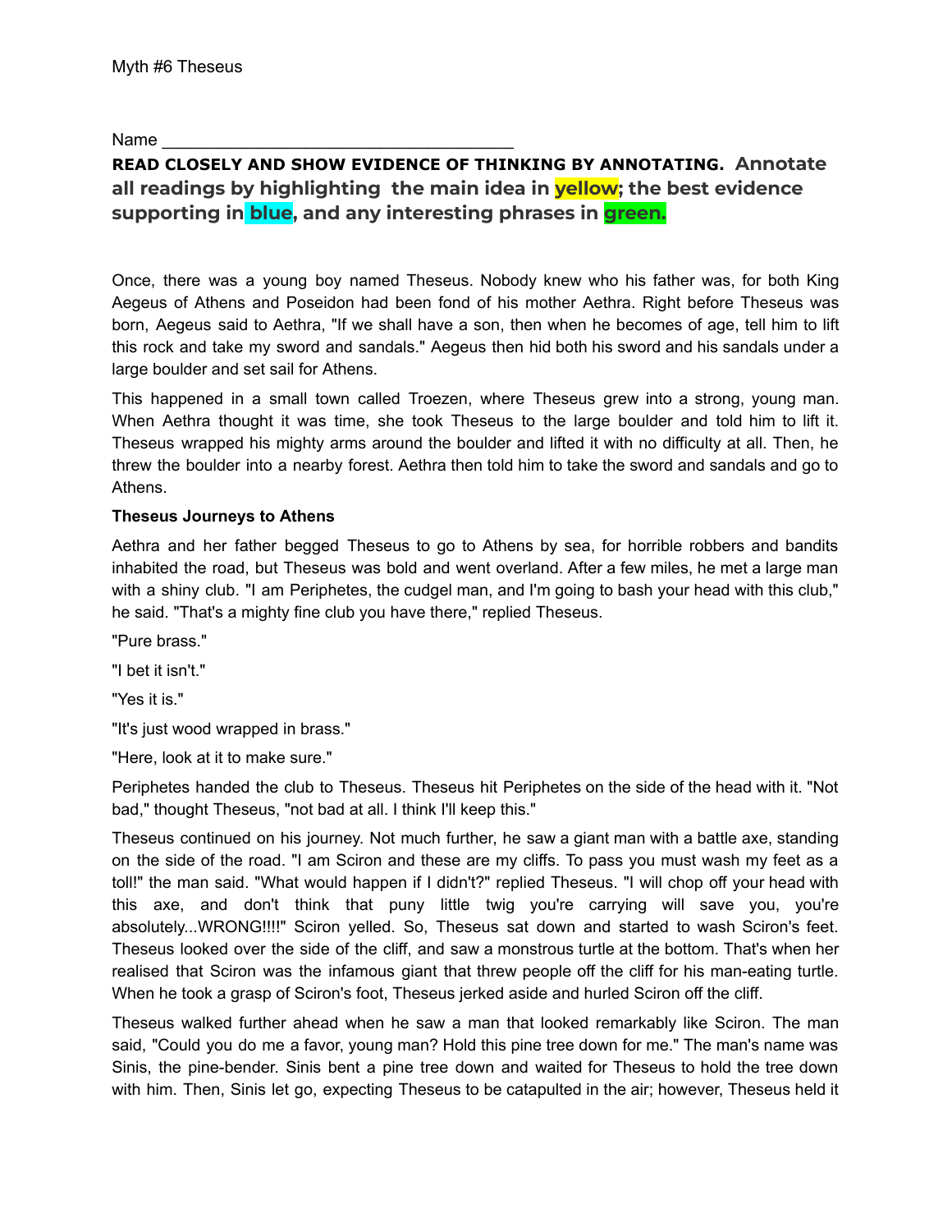Myth #6 Theseus

Name ____________________________________

**READ CLOSELY AND SHOW EVIDENCE OF THINKING BY ANNOTATING. Annotate all readings by highlighting the main idea in yellow; the best evidence supporting in blue, and any interesting phrases in green.**

Once, there was a young boy named Theseus. Nobody knew who his father was, for both King Aegeus of Athens and Poseidon had been fond of his mother Aethra. Right before Theseus was born, Aegeus said to Aethra, "If we shall have a son, then when he becomes of age, tell him to lift this rock and take my sword and sandals." Aegeus then hid both his sword and his sandals under a large boulder and set sail for Athens.

This happened in a small town called Troezen, where Theseus grew into a strong, young man. When Aethra thought it was time, she took Theseus to the large boulder and told him to lift it. Theseus wrapped his mighty arms around the boulder and lifted it with no difficulty at all. Then, he threw the boulder into a nearby forest. Aethra then told him to take the sword and sandals and go to Athens.

**Theseus Journeys to Athens**

Aethra and her father begged Theseus to go to Athens by sea, for horrible robbers and bandits inhabited the road, but Theseus was bold and went overland. After a few miles, he met a large man with a shiny club. "I am Periphetes, the cudgel man, and I'm going to bash your head with this club," he said. "That's a mighty fine club you have there," replied Theseus.

"Pure brass."

"I bet it isn't."

"Yes it is."

"It's just wood wrapped in brass."

"Here, look at it to make sure."

Periphetes handed the club to Theseus. Theseus hit Periphetes on the side of the head with it. "Not bad," thought Theseus, "not bad at all. I think I'll keep this."

Theseus continued on his journey. Not much further, he saw a giant man with a battle axe, standing on the side of the road. "I am Sciron and these are my cliffs. To pass you must wash my feet as a toll!" the man said. "What would happen if I didn't?" replied Theseus. "I will chop off your head with this axe, and don't think that puny little twig you're carrying will save you, you're absolutely...WRONG!!!!" Sciron yelled. So, Theseus sat down and started to wash Sciron's feet. Theseus looked over the side of the cliff, and saw a monstrous turtle at the bottom. That's when her realised that Sciron was the infamous giant that threw people off the cliff for his man-eating turtle. When he took a grasp of Sciron's foot, Theseus jerked aside and hurled Sciron off the cliff.

Theseus walked further ahead when he saw a man that looked remarkably like Sciron. The man said, "Could you do me a favor, young man? Hold this pine tree down for me." The man's name was Sinis, the pine-bender. Sinis bent a pine tree down and waited for Theseus to hold the tree down with him. Then, Sinis let go, expecting Theseus to be catapulted in the air; however, Theseus held it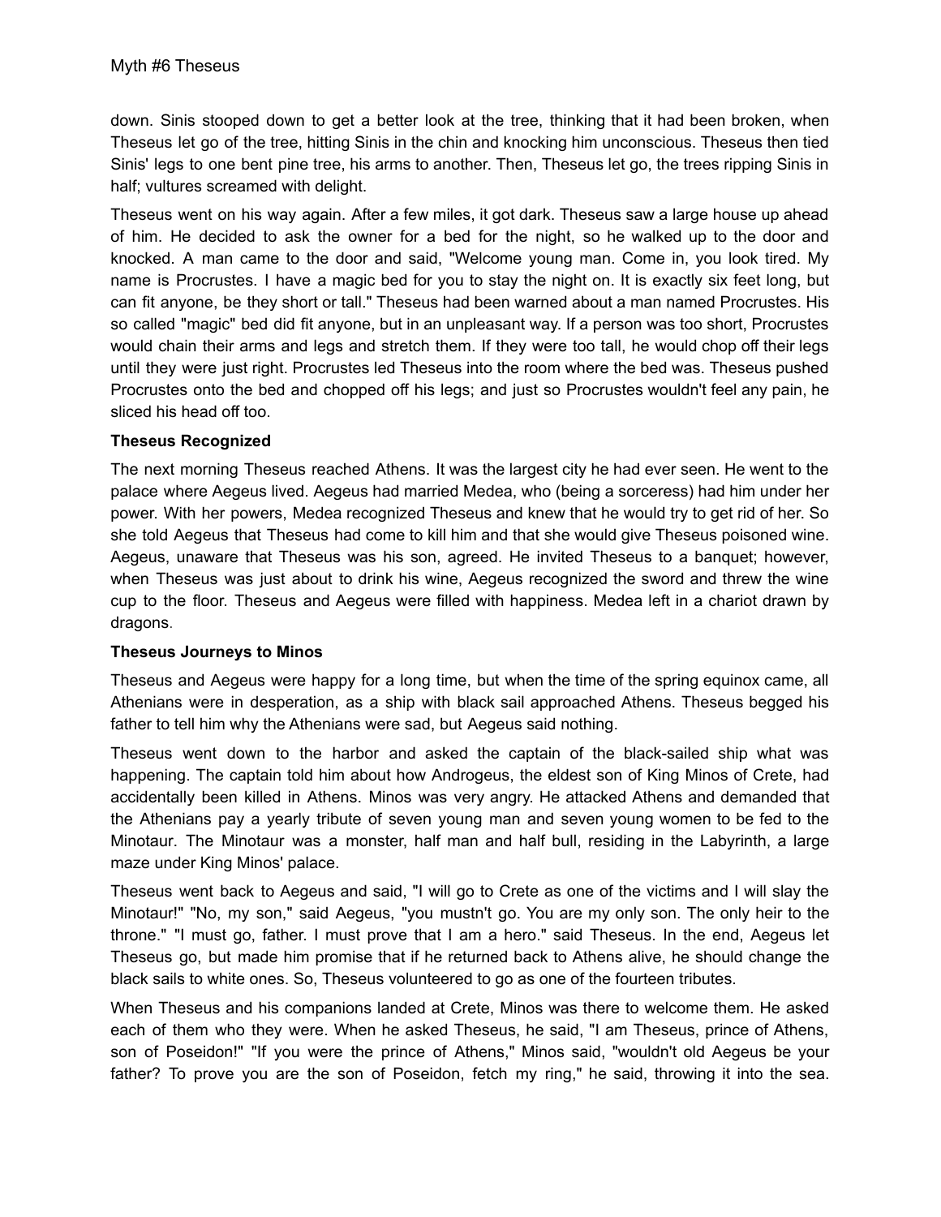down. Sinis stooped down to get a better look at the tree, thinking that it had been broken, when Theseus let go of the tree, hitting Sinis in the chin and knocking him unconscious. Theseus then tied Sinis' legs to one bent pine tree, his arms to another. Then, Theseus let go, the trees ripping Sinis in half; vultures screamed with delight.

Theseus went on his way again. After a few miles, it got dark. Theseus saw a large house up ahead of him. He decided to ask the owner for a bed for the night, so he walked up to the door and knocked. A man came to the door and said, "Welcome young man. Come in, you look tired. My name is Procrustes. I have a magic bed for you to stay the night on. It is exactly six feet long, but can fit anyone, be they short or tall." Theseus had been warned about a man named Procrustes. His so called "magic" bed did fit anyone, but in an unpleasant way. If a person was too short, Procrustes would chain their arms and legs and stretch them. If they were too tall, he would chop off their legs until they were just right. Procrustes led Theseus into the room where the bed was. Theseus pushed Procrustes onto the bed and chopped off his legs; and just so Procrustes wouldn't feel any pain, he sliced his head off too.

**Theseus Recognized**

The next morning Theseus reached Athens. It was the largest city he had ever seen. He went to the palace where Aegeus lived. Aegeus had married Medea, who (being a sorceress) had him under her power. With her powers, Medea recognized Theseus and knew that he would try to get rid of her. So she told Aegeus that Theseus had come to kill him and that she would give Theseus poisoned wine. Aegeus, unaware that Theseus was his son, agreed. He invited Theseus to a banquet; however, when Theseus was just about to drink his wine, Aegeus recognized the sword and threw the wine cup to the floor. Theseus and Aegeus were filled with happiness. Medea left in a chariot drawn by dragons.

**Theseus Journeys to Minos**

Theseus and Aegeus were happy for a long time, but when the time of the spring equinox came, all Athenians were in desperation, as a ship with black sail approached Athens. Theseus begged his father to tell him why the Athenians were sad, but Aegeus said nothing.

Theseus went down to the harbor and asked the captain of the black-sailed ship what was happening. The captain told him about how Androgeus, the eldest son of King Minos of Crete, had accidentally been killed in Athens. Minos was very angry. He attacked Athens and demanded that the Athenians pay a yearly tribute of seven young man and seven young women to be fed to the Minotaur. The Minotaur was a monster, half man and half bull, residing in the Labyrinth, a large maze under King Minos' palace.

Theseus went back to Aegeus and said, "I will go to Crete as one of the victims and I will slay the Minotaur!" "No, my son," said Aegeus, "you mustn't go. You are my only son. The only heir to the throne." "I must go, father. I must prove that I am a hero." said Theseus. In the end, Aegeus let Theseus go, but made him promise that if he returned back to Athens alive, he should change the black sails to white ones. So, Theseus volunteered to go as one of the fourteen tributes.

When Theseus and his companions landed at Crete, Minos was there to welcome them. He asked each of them who they were. When he asked Theseus, he said, "I am Theseus, prince of Athens, son of Poseidon!" "If you were the prince of Athens," Minos said, "wouldn't old Aegeus be your father? To prove you are the son of Poseidon, fetch my ring," he said, throwing it into the sea.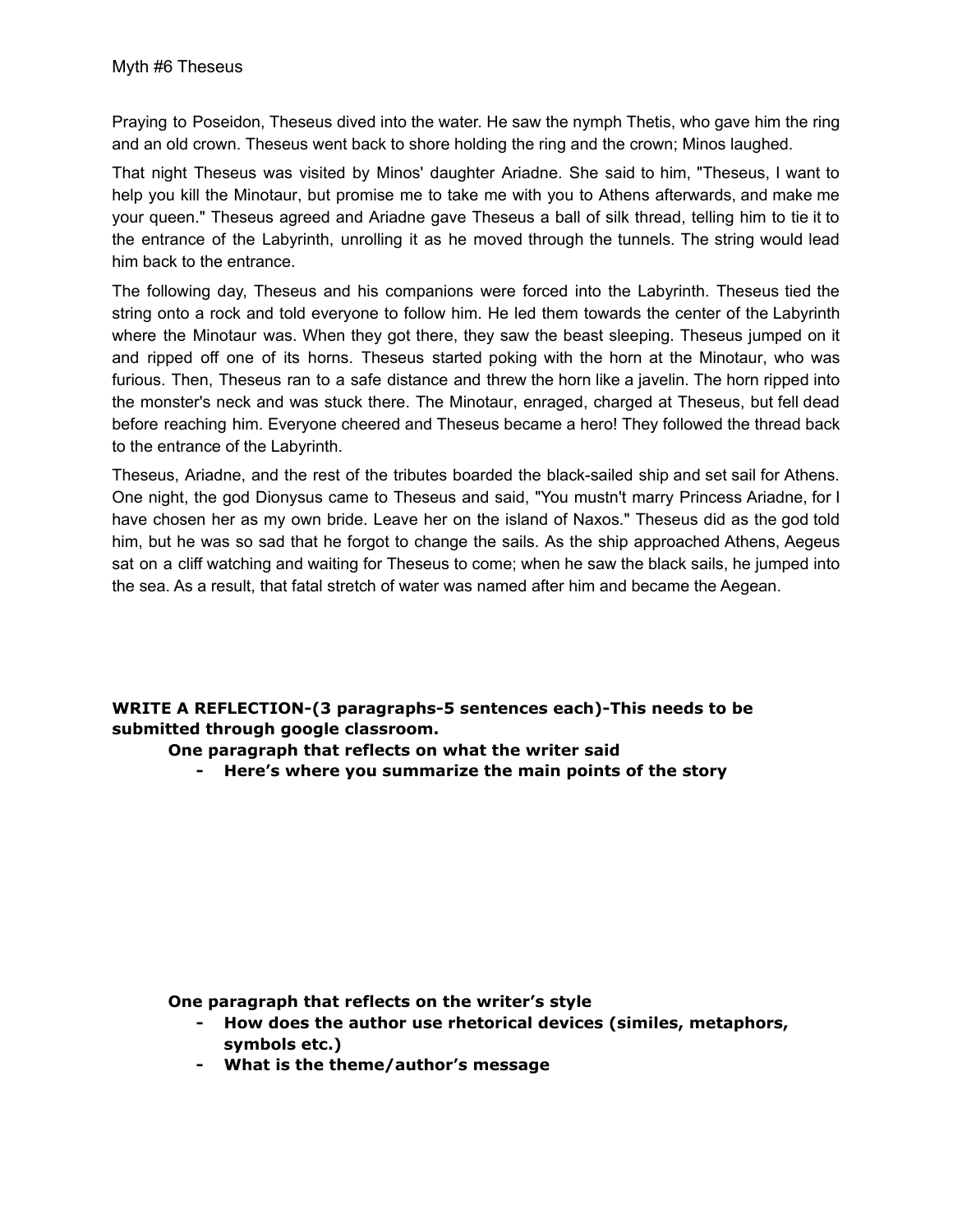Myth #6 Theseus

Praying to Poseidon, Theseus dived into the water. He saw the nymph Thetis, who gave him the ring and an old crown. Theseus went back to shore holding the ring and the crown; Minos laughed.

That night Theseus was visited by Minos' daughter Ariadne. She said to him, "Theseus, I want to help you kill the Minotaur, but promise me to take me with you to Athens afterwards, and make me your queen." Theseus agreed and Ariadne gave Theseus a ball of silk thread, telling him to tie it to the entrance of the Labyrinth, unrolling it as he moved through the tunnels. The string would lead him back to the entrance.

The following day, Theseus and his companions were forced into the Labyrinth. Theseus tied the string onto a rock and told everyone to follow him. He led them towards the center of the Labyrinth where the Minotaur was. When they got there, they saw the beast sleeping. Theseus jumped on it and ripped off one of its horns. Theseus started poking with the horn at the Minotaur, who was furious. Then, Theseus ran to a safe distance and threw the horn like a javelin. The horn ripped into the monster's neck and was stuck there. The Minotaur, enraged, charged at Theseus, but fell dead before reaching him. Everyone cheered and Theseus became a hero! They followed the thread back to the entrance of the Labyrinth.

Theseus, Ariadne, and the rest of the tributes boarded the black-sailed ship and set sail for Athens. One night, the god Dionysus came to Theseus and said, "You mustn't marry Princess Ariadne, for I have chosen her as my own bride. Leave her on the island of Naxos." Theseus did as the god told him, but he was so sad that he forgot to change the sails. As the ship approached Athens, Aegeus sat on a cliff watching and waiting for Theseus to come; when he saw the black sails, he jumped into the sea. As a result, that fatal stretch of water was named after him and became the Aegean.

**WRITE A REFLECTION-(3 paragraphs-5 sentences each)-This needs to be submitted through google classroom.**

**One paragraph that reflects on what the writer said**

- **Here's where you summarize the main points of the story**

**One paragraph that reflects on the writer's style**

- **How does the author use rhetorical devices (similes, metaphors, symbols etc.)**
- **What is the theme/author's message**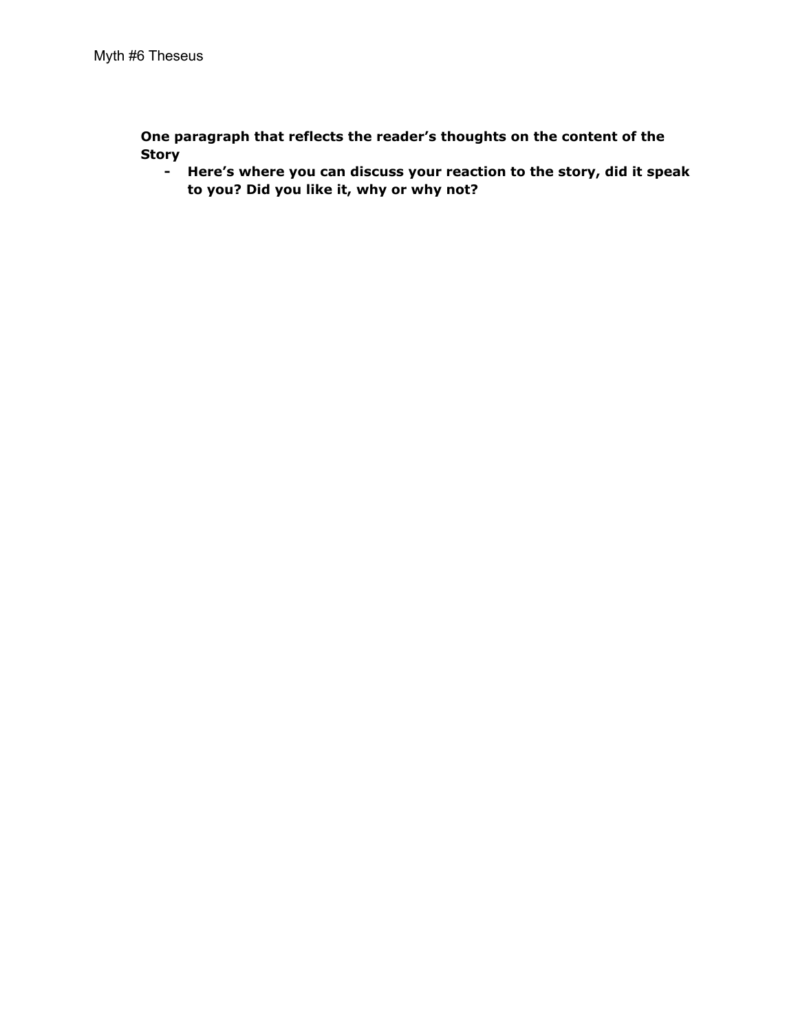Myth #6 Theseus

**One paragraph that reflects the reader's thoughts on the content of the Story**

- **Here's where you can discuss your reaction to the story, did it speak to you? Did you like it, why or why not?**